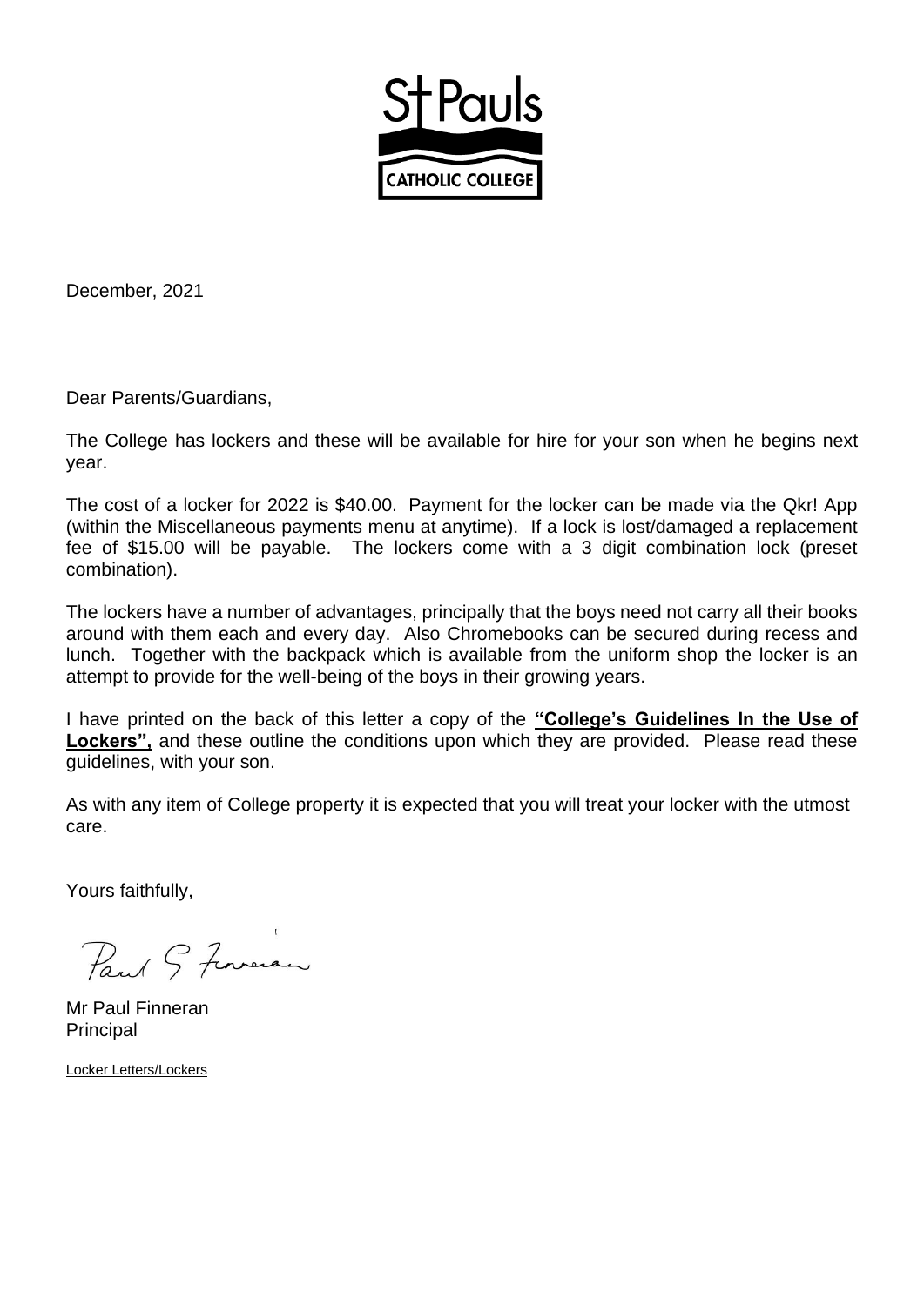St Pauls

CATHOLIC COLLEGE

December, 2021

Dear Parents/Guardians,

The College has lockers and these will be available for hire for your son when he begins next year.

The cost of a locker for 2022 is $40.00. Payment for the locker can be made via the Qkr! App (within the Miscellaneous payments menu at anytime). If a lock is lost/damaged a replacement fee of $15.00 will be payable. The lockers come with a 3 digit combination lock (preset combination).

The lockers have a number of advantages, principally that the boys need not carry all their books around with them each and every day. Also Chromebooks can be secured during recess and lunch. Together with the backpack which is available from the uniform shop the locker is an attempt to provide for the well-being of the boys in their growing years.

I have printed on the back of this letter a copy of the **"College's Guidelines In the Use of Lockers",** and these outline the conditions upon which they are provided. Please read these guidelines, with your son.

As with any item of College property it is expected that you will treat your locker with the utmost care.

Yours faithfully,

Paul G Finneran

Mr Paul Finneran
Principal

Locker Letters/Lockers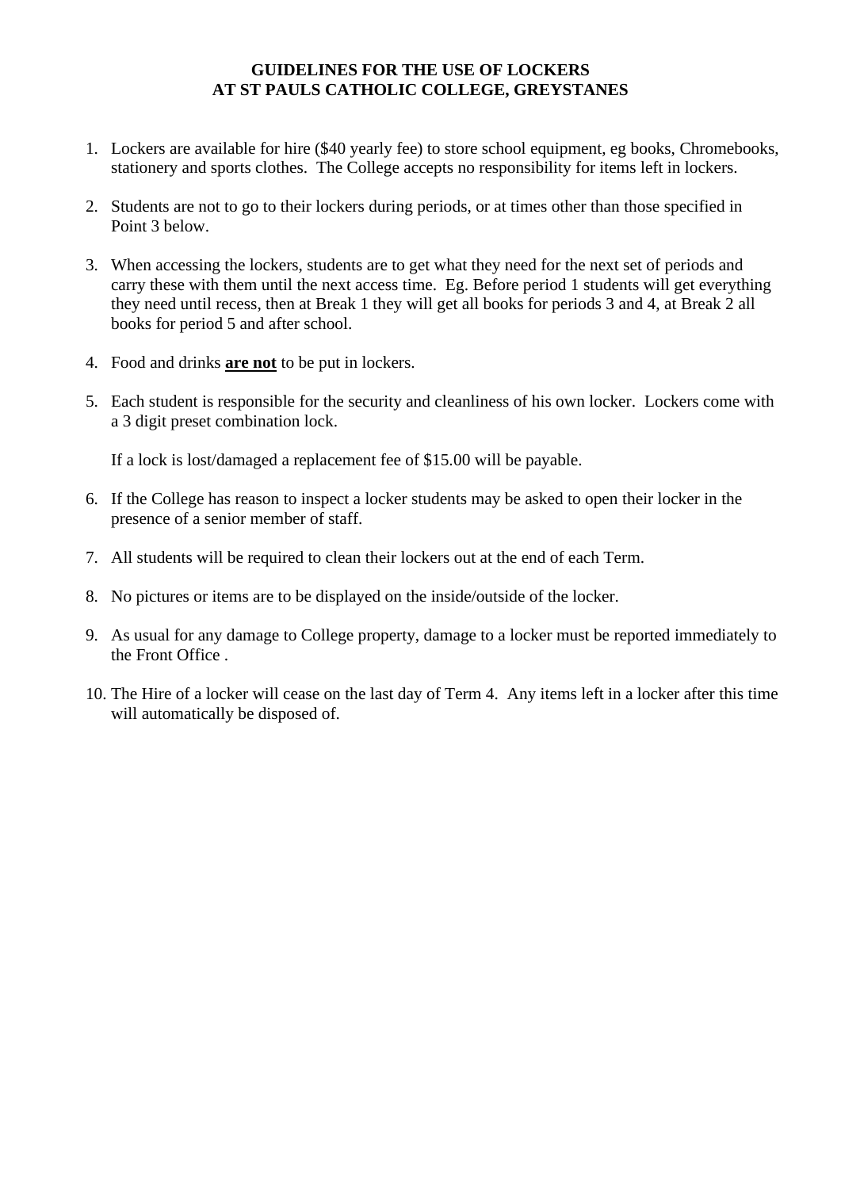**GUIDELINES FOR THE USE OF LOCKERS**
**AT ST PAULS CATHOLIC COLLEGE, GREYSTANES**

1. Lockers are available for hire ($40 yearly fee) to store school equipment, eg books, Chromebooks, stationery and sports clothes. The College accepts no responsibility for items left in lockers.

2. Students are not to go to their lockers during periods, or at times other than those specified in Point 3 below.

3. When accessing the lockers, students are to get what they need for the next set of periods and carry these with them until the next access time. Eg. Before period 1 students will get everything they need until recess, then at Break 1 they will get all books for periods 3 and 4, at Break 2 all books for period 5 and after school.

4. Food and drinks **<u>are not</u>** to be put in lockers.

5. Each student is responsible for the security and cleanliness of his own locker. Lockers come with a 3 digit preset combination lock.

   If a lock is lost/damaged a replacement fee of $15.00 will be payable.

6. If the College has reason to inspect a locker students may be asked to open their locker in the presence of a senior member of staff.

7. All students will be required to clean their lockers out at the end of each Term.

8. No pictures or items are to be displayed on the inside/outside of the locker.

9. As usual for any damage to College property, damage to a locker must be reported immediately to the Front Office .

10. The Hire of a locker will cease on the last day of Term 4. Any items left in a locker after this time will automatically be disposed of.